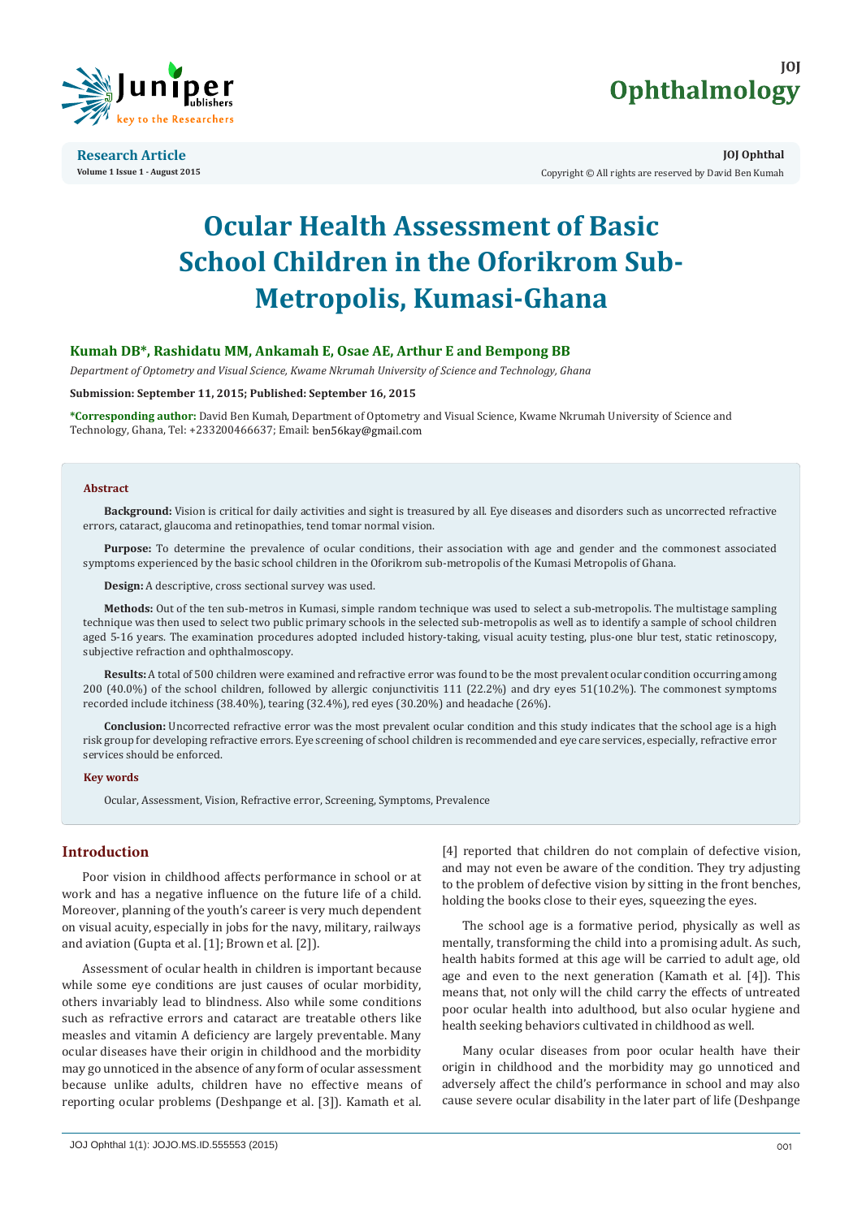**Research Article**

**Volume 1 Issue 1 - August 2015**

**JOJ Ophthal**

Copyright © All rights are reserved by David Ben Kumah

# Ocular Health Assessment of Basic School Children in the Oforikrom Sub-Metropolis, Kumasi-Ghana

**Kumah DB*, Rashidatu MM, Ankamah E, Osae AE, Arthur E and Bempong BB**

*Department of Optometry and Visual Science, Kwame Nkrumah University of Science and Technology, Ghana*

**Submission: September 11, 2015; Published: September 16, 2015**

**\*Corresponding author:** David Ben Kumah, Department of Optometry and Visual Science, Kwame Nkrumah University of Science and Technology, Ghana, Tel: +233200466637; Email: ben56kay@gmail.com

### Abstract

**Background:** Vision is critical for daily activities and sight is treasured by all. Eye diseases and disorders such as uncorrected refractive errors, cataract, glaucoma and retinopathies, tend tomar normal vision.

**Purpose:** To determine the prevalence of ocular conditions, their association with age and gender and the commonest associated symptoms experienced by the basic school children in the Oforikrom sub-metropolis of the Kumasi Metropolis of Ghana.

**Design:** A descriptive, cross sectional survey was used.

**Methods:** Out of the ten sub-metros in Kumasi, simple random technique was used to select a sub-metropolis. The multistage sampling technique was then used to select two public primary schools in the selected sub-metropolis as well as to identify a sample of school children aged 5-16 years. The examination procedures adopted included history-taking, visual acuity testing, plus-one blur test, static retinoscopy, subjective refraction and ophthalmoscopy.

**Results:** A total of 500 children were examined and refractive error was found to be the most prevalent ocular condition occurring among 200 (40.0%) of the school children, followed by allergic conjunctivitis 111 (22.2%) and dry eyes 51(10.2%). The commonest symptoms recorded include itchiness (38.40%), tearing (32.4%), red eyes (30.20%) and headache (26%).

**Conclusion:** Uncorrected refractive error was the most prevalent ocular condition and this study indicates that the school age is a high risk group for developing refractive errors. Eye screening of school children is recommended and eye care services, especially, refractive error services should be enforced.

### Key words

Ocular, Assessment, Vision, Refractive error, Screening, Symptoms, Prevalence

## Introduction

Poor vision in childhood affects performance in school or at work and has a negative influence on the future life of a child. Moreover, planning of the youth's career is very much dependent on visual acuity, especially in jobs for the navy, military, railways and aviation (Gupta et al. [1]; Brown et al. [2]).

Assessment of ocular health in children is important because while some eye conditions are just causes of ocular morbidity, others invariably lead to blindness. Also while some conditions such as refractive errors and cataract are treatable others like measles and vitamin A deficiency are largely preventable. Many ocular diseases have their origin in childhood and the morbidity may go unnoticed in the absence of any form of ocular assessment because unlike adults, children have no effective means of reporting ocular problems (Deshpange et al. [3]). Kamath et al. [4] reported that children do not complain of defective vision, and may not even be aware of the condition. They try adjusting to the problem of defective vision by sitting in the front benches, holding the books close to their eyes, squeezing the eyes.

The school age is a formative period, physically as well as mentally, transforming the child into a promising adult. As such, health habits formed at this age will be carried to adult age, old age and even to the next generation (Kamath et al. [4]). This means that, not only will the child carry the effects of untreated poor ocular health into adulthood, but also ocular hygiene and health seeking behaviors cultivated in childhood as well.

Many ocular diseases from poor ocular health have their origin in childhood and the morbidity may go unnoticed and adversely affect the child's performance in school and may also cause severe ocular disability in the later part of life (Deshpange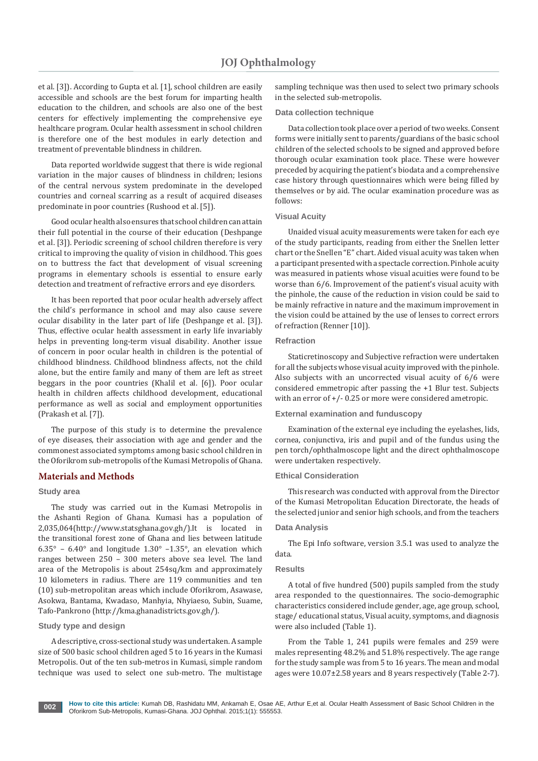et al. [3]). According to Gupta et al. [1], school children are easily accessible and schools are the best forum for imparting health education to the children, and schools are also one of the best centers for effectively implementing the comprehensive eye healthcare program. Ocular health assessment in school children is therefore one of the best modules in early detection and treatment of preventable blindness in children.

Data reported worldwide suggest that there is wide regional variation in the major causes of blindness in children; lesions of the central nervous system predominate in the developed countries and corneal scarring as a result of acquired diseases predominate in poor countries (Rushood et al. [5]).

Good ocular health also ensures that school children can attain their full potential in the course of their education (Deshpange et al. [3]). Periodic screening of school children therefore is very critical to improving the quality of vision in childhood. This goes on to buttress the fact that development of visual screening programs in elementary schools is essential to ensure early detection and treatment of refractive errors and eye disorders.

It has been reported that poor ocular health adversely affect the child's performance in school and may also cause severe ocular disability in the later part of life (Deshpange et al. [3]). Thus, effective ocular health assessment in early life invariably helps in preventing long-term visual disability. Another issue of concern in poor ocular health in children is the potential of childhood blindness. Childhood blindness affects, not the child alone, but the entire family and many of them are left as street beggars in the poor countries (Khalil et al. [6]). Poor ocular health in children affects childhood development, educational performance as well as social and employment opportunities (Prakash et al. [7]).

The purpose of this study is to determine the prevalence of eye diseases, their association with age and gender and the commonest associated symptoms among basic school children in the Oforikrom sub-metropolis of the Kumasi Metropolis of Ghana.

## Materials and Methods

### Study area

The study was carried out in the Kumasi Metropolis in the Ashanti Region of Ghana. Kumasi has a population of 2,035,064(http://www.statsghana.gov.gh/).It is located in the transitional forest zone of Ghana and lies between latitude 6.35° – 6.40° and longitude 1.30° –1.35°, an elevation which ranges between 250 – 300 meters above sea level. The land area of the Metropolis is about 254sq/km and approximately 10 kilometers in radius. There are 119 communities and ten (10) sub-metropolitan areas which include Oforikrom, Asawase, Asokwa, Bantama, Kwadaso, Manhyia, Nhyiaeso, Subin, Suame, Tafo-Pankrono (http://kma.ghanadistricts.gov.gh/).

### Study type and design

A descriptive, cross-sectional study was undertaken. A sample size of 500 basic school children aged 5 to 16 years in the Kumasi Metropolis. Out of the ten sub-metros in Kumasi, simple random technique was used to select one sub-metro. The multistage sampling technique was then used to select two primary schools in the selected sub-metropolis.

### Data collection technique

Data collection took place over a period of two weeks. Consent forms were initially sent to parents/guardians of the basic school children of the selected schools to be signed and approved before thorough ocular examination took place. These were however preceded by acquiring the patient's biodata and a comprehensive case history through questionnaires which were being filled by themselves or by aid. The ocular examination procedure was as follows:

### Visual Acuity

Unaided visual acuity measurements were taken for each eye of the study participants, reading from either the Snellen letter chart or the Snellen "E" chart. Aided visual acuity was taken when a participant presented with a spectacle correction. Pinhole acuity was measured in patients whose visual acuities were found to be worse than 6/6. Improvement of the patient's visual acuity with the pinhole, the cause of the reduction in vision could be said to be mainly refractive in nature and the maximum improvement in the vision could be attained by the use of lenses to correct errors of refraction (Renner [10]).

### Refraction

Staticretinoscopy and Subjective refraction were undertaken for all the subjects whose visual acuity improved with the pinhole. Also subjects with an uncorrected visual acuity of 6/6 were considered emmetropic after passing the +1 Blur test. Subjects with an error of +/- 0.25 or more were considered ametropic.

### External examination and funduscopy

Examination of the external eye including the eyelashes, lids, cornea, conjunctiva, iris and pupil and of the fundus using the pen torch/ophthalmoscope light and the direct ophthalmoscope were undertaken respectively.

### Ethical Consideration

This research was conducted with approval from the Director of the Kumasi Metropolitan Education Directorate, the heads of the selected junior and senior high schools, and from the teachers

### Data Analysis

The Epi Info software, version 3.5.1 was used to analyze the data.

### Results

A total of five hundred (500) pupils sampled from the study area responded to the questionnaires. The socio-demographic characteristics considered include gender, age, age group, school, stage/ educational status, Visual acuity, symptoms, and diagnosis were also included (Table 1).

From the Table 1, 241 pupils were females and 259 were males representing 48.2% and 51.8% respectively. The age range for the study sample was from 5 to 16 years. The mean and modal ages were 10.07±2.58 years and 8 years respectively (Table 2-7).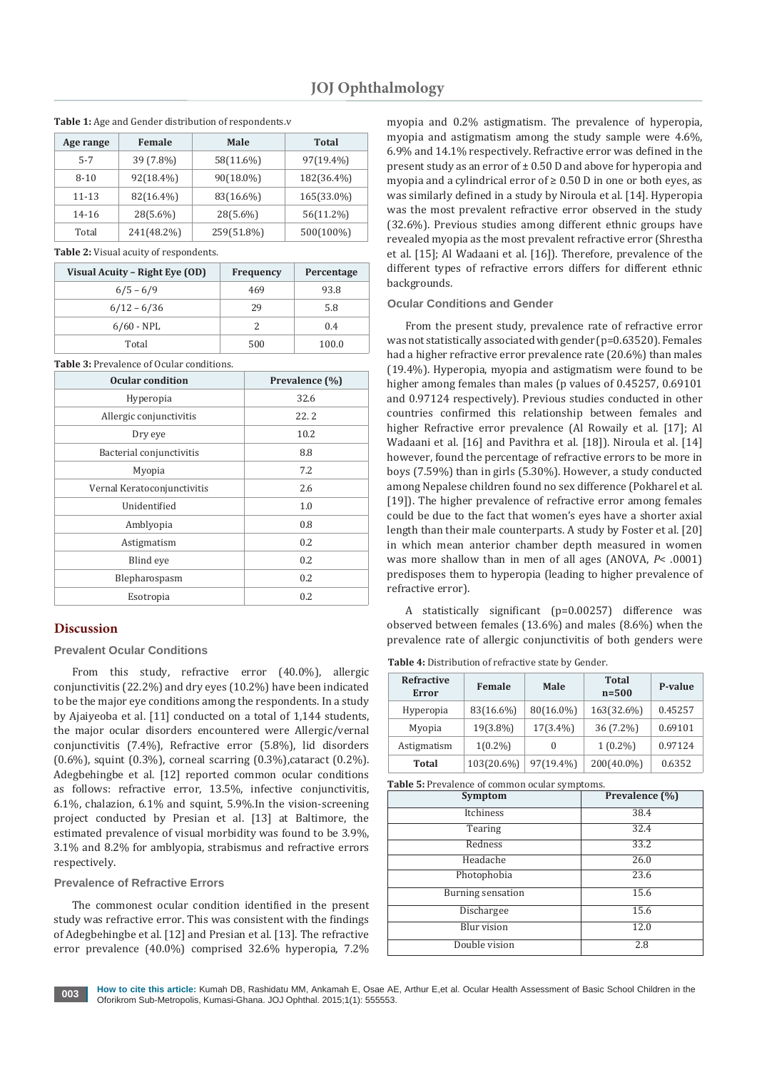**Table 1:** Age and Gender distribution of respondents.v

| Age range | Female | Male | Total |
|---|---|---|---|
| 5-7 | 39 (7.8%) | 58(11.6%) | 97(19.4%) |
| 8-10 | 92(18.4%) | 90(18.0%) | 182(36.4%) |
| 11-13 | 82(16.4%) | 83(16.6%) | 165(33.0%) |
| 14-16 | 28(5.6%) | 28(5.6%) | 56(11.2%) |
| Total | 241(48.2%) | 259(51.8%) | 500(100%) |

**Table 2:** Visual acuity of respondents.

| Visual Acuity – Right Eye (OD) | Frequency | Percentage |
|---|---|---|
| 6/5 – 6/9 | 469 | 93.8 |
| 6/12 – 6/36 | 29 | 5.8 |
| 6/60 - NPL | 2 | 0.4 |
| Total | 500 | 100.0 |

**Table 3:** Prevalence of Ocular conditions.

| Ocular condition | Prevalence (%) |
|---|---|
| Hyperopia | 32.6 |
| Allergic conjunctivitis | 22. 2 |
| Dry eye | 10.2 |
| Bacterial conjunctivitis | 8.8 |
| Myopia | 7.2 |
| Vernal Keratoconjunctivitis | 2.6 |
| Unidentified | 1.0 |
| Amblyopia | 0.8 |
| Astigmatism | 0.2 |
| Blind eye | 0.2 |
| Blepharospasm | 0.2 |
| Esotropia | 0.2 |

## Discussion

### Prevalent Ocular Conditions

From this study, refractive error (40.0%), allergic conjunctivitis (22.2%) and dry eyes (10.2%) have been indicated to be the major eye conditions among the respondents. In a study by Ajaiyeoba et al. [11] conducted on a total of 1,144 students, the major ocular disorders encountered were Allergic/vernal conjunctivitis (7.4%), Refractive error (5.8%), lid disorders (0.6%), squint (0.3%), corneal scarring (0.3%),cataract (0.2%). Adegbehingbe et al. [12] reported common ocular conditions as follows: refractive error, 13.5%, infective conjunctivitis, 6.1%, chalazion, 6.1% and squint, 5.9%.In the vision-screening project conducted by Presian et al. [13] at Baltimore, the estimated prevalence of visual morbidity was found to be 3.9%, 3.1% and 8.2% for amblyopia, strabismus and refractive errors respectively.

### Prevalence of Refractive Errors

The commonest ocular condition identified in the present study was refractive error. This was consistent with the findings of Adegbehingbe et al. [12] and Presian et al. [13]. The refractive error prevalence (40.0%) comprised 32.6% hyperopia, 7.2% myopia and 0.2% astigmatism. The prevalence of hyperopia, myopia and astigmatism among the study sample were 4.6%, 6.9% and 14.1% respectively. Refractive error was defined in the present study as an error of ± 0.50 D and above for hyperopia and myopia and a cylindrical error of ≥ 0.50 D in one or both eyes, as was similarly defined in a study by Niroula et al. [14]. Hyperopia was the most prevalent refractive error observed in the study (32.6%). Previous studies among different ethnic groups have revealed myopia as the most prevalent refractive error (Shrestha et al. [15]; Al Wadaani et al. [16]). Therefore, prevalence of the different types of refractive errors differs for different ethnic backgrounds.

### Ocular Conditions and Gender

From the present study, prevalence rate of refractive error was not statistically associated with gender (p=0.63520). Females had a higher refractive error prevalence rate (20.6%) than males (19.4%). Hyperopia, myopia and astigmatism were found to be higher among females than males (p values of 0.45257, 0.69101 and 0.97124 respectively). Previous studies conducted in other countries confirmed this relationship between females and higher Refractive error prevalence (Al Rowaily et al. [17]; Al Wadaani et al. [16] and Pavithra et al. [18]). Niroula et al. [14] however, found the percentage of refractive errors to be more in boys (7.59%) than in girls (5.30%). However, a study conducted among Nepalese children found no sex difference (Pokharel et al. [19]). The higher prevalence of refractive error among females could be due to the fact that women's eyes have a shorter axial length than their male counterparts. A study by Foster et al. [20] in which mean anterior chamber depth measured in women was more shallow than in men of all ages (ANOVA, $P < .0001$) predisposes them to hyperopia (leading to higher prevalence of refractive error).

A statistically significant (p=0.00257) difference was observed between females (13.6%) and males (8.6%) when the prevalence rate of allergic conjunctivitis of both genders were

**Table 4:** Distribution of refractive state by Gender.

| Refractive Error | Female | Male | Total n=500 | P-value |
|---|---|---|---|---|
| Hyperopia | 83(16.6%) | 80(16.0%) | 163(32.6%) | 0.45257 |
| Myopia | 19(3.8%) | 17(3.4%) | 36 (7.2%) | 0.69101 |
| Astigmatism | 1(0.2%) | 0 | 1 (0.2%) | 0.97124 |
| **Total** | 103(20.6%) | 97(19.4%) | 200(40.0%) | 0.6352 |

**Table 5:** Prevalence of common ocular symptoms.

| Symptom | Prevalence (%) |
|---|---|
| Itchiness | 38.4 |
| Tearing | 32.4 |
| Redness | 33.2 |
| Headache | 26.0 |
| Photophobia | 23.6 |
| Burning sensation | 15.6 |
| Dischargee | 15.6 |
| Blur vision | 12.0 |
| Double vision | 2.8 |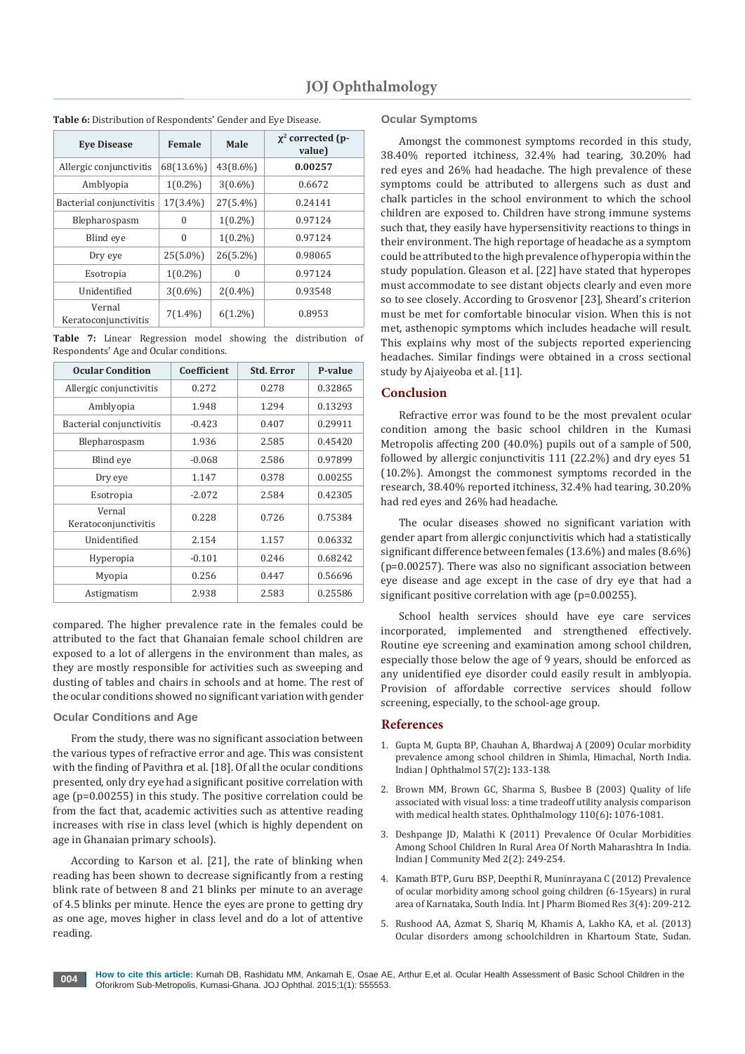**Table 6:** Distribution of Respondents' Gender and Eye Disease.

| Eye Disease | Female | Male | $\chi^2$ corrected (p-value) |
|---|---|---|---|
| Allergic conjunctivitis | 68(13.6%) | 43(8.6%) | **0.00257** |
| Amblyopia | 1(0.2%) | 3(0.6%) | 0.6672 |
| Bacterial conjunctivitis | 17(3.4%) | 27(5.4%) | 0.24141 |
| Blepharospasm | 0 | 1(0.2%) | 0.97124 |
| Blind eye | 0 | 1(0.2%) | 0.97124 |
| Dry eye | 25(5.0%) | 26(5.2%) | 0.98065 |
| Esotropia | 1(0.2%) | 0 | 0.97124 |
| Unidentified | 3(0.6%) | 2(0.4%) | 0.93548 |
| Vernal Keratoconjunctivitis | 7(1.4%) | 6(1.2%) | 0.8953 |

**Table 7:** Linear Regression model showing the distribution of Respondents' Age and Ocular conditions.

| Ocular Condition | Coefficient | Std. Error | P-value |
|---|---|---|---|
| Allergic conjunctivitis | 0.272 | 0.278 | 0.32865 |
| Amblyopia | 1.948 | 1.294 | 0.13293 |
| Bacterial conjunctivitis | -0.423 | 0.407 | 0.29911 |
| Blepharospasm | 1.936 | 2.585 | 0.45420 |
| Blind eye | -0.068 | 2.586 | 0.97899 |
| Dry eye | 1.147 | 0.378 | 0.00255 |
| Esotropia | -2.072 | 2.584 | 0.42305 |
| Vernal Keratoconjunctivitis | 0.228 | 0.726 | 0.75384 |
| Unidentified | 2.154 | 1.157 | 0.06332 |
| Hyperopia | -0.101 | 0.246 | 0.68242 |
| Myopia | 0.256 | 0.447 | 0.56696 |
| Astigmatism | 2.938 | 2.583 | 0.25586 |

compared. The higher prevalence rate in the females could be attributed to the fact that Ghanaian female school children are exposed to a lot of allergens in the environment than males, as they are mostly responsible for activities such as sweeping and dusting of tables and chairs in schools and at home. The rest of the ocular conditions showed no significant variation with gender

### Ocular Conditions and Age

From the study, there was no significant association between the various types of refractive error and age. This was consistent with the finding of Pavithra et al. [18]. Of all the ocular conditions presented, only dry eye had a significant positive correlation with age (p=0.00255) in this study. The positive correlation could be from the fact that, academic activities such as attentive reading increases with rise in class level (which is highly dependent on age in Ghanaian primary schools).

According to Karson et al. [21], the rate of blinking when reading has been shown to decrease significantly from a resting blink rate of between 8 and 21 blinks per minute to an average of 4.5 blinks per minute. Hence the eyes are prone to getting dry as one age, moves higher in class level and do a lot of attentive reading.

### Ocular Symptoms

Amongst the commonest symptoms recorded in this study, 38.40% reported itchiness, 32.4% had tearing, 30.20% had red eyes and 26% had headache. The high prevalence of these symptoms could be attributed to allergens such as dust and chalk particles in the school environment to which the school children are exposed to. Children have strong immune systems such that, they easily have hypersensitivity reactions to things in their environment. The high reportage of headache as a symptom could be attributed to the high prevalence of hyperopia within the study population. Gleason et al. [22] have stated that hyperopes must accommodate to see distant objects clearly and even more so to see closely. According to Grosvenor [23], Sheard's criterion must be met for comfortable binocular vision. When this is not met, asthenopic symptoms which includes headache will result. This explains why most of the subjects reported experiencing headaches. Similar findings were obtained in a cross sectional study by Ajaiyeoba et al. [11].

## Conclusion

Refractive error was found to be the most prevalent ocular condition among the basic school children in the Kumasi Metropolis affecting 200 (40.0%) pupils out of a sample of 500, followed by allergic conjunctivitis 111 (22.2%) and dry eyes 51 (10.2%). Amongst the commonest symptoms recorded in the research, 38.40% reported itchiness, 32.4% had tearing, 30.20% had red eyes and 26% had headache.

The ocular diseases showed no significant variation with gender apart from allergic conjunctivitis which had a statistically significant difference between females (13.6%) and males (8.6%) (p=0.00257). There was also no significant association between eye disease and age except in the case of dry eye that had a significant positive correlation with age (p=0.00255).

School health services should have eye care services incorporated, implemented and strengthened effectively. Routine eye screening and examination among school children, especially those below the age of 9 years, should be enforced as any unidentified eye disorder could easily result in amblyopia. Provision of affordable corrective services should follow screening, especially, to the school-age group.

## References

1. Gupta M, Gupta BP, Chauhan A, Bhardwaj A (2009) Ocular morbidity prevalence among school children in Shimla, Himachal, North India. Indian J Ophthalmol 57(2)**:** 133-138.
2. Brown MM, Brown GC, Sharma S, Busbee B (2003) Quality of life associated with visual loss: a time tradeoff utility analysis comparison with medical health states. Ophthalmology 110(6)**:** 1076-1081.
3. Deshpange JD, Malathi K (2011) Prevalence Of Ocular Morbidities Among School Children In Rural Area Of North Maharashtra In India. Indian J Community Med 2(2): 249-254.
4. Kamath BTP, Guru BSP, Deepthi R, Muninrayana C (2012) Prevalence of ocular morbidity among school going children (6-15years) in rural area of Karnataka, South India. Int J Pharm Biomed Res 3(4): 209-212.
5. Rushood AA, Azmat S, Shariq M, Khamis A, Lakho KA, et al. (2013) Ocular disorders among schoolchildren in Khartoum State, Sudan.

**How to cite this article:** Kumah DB, Rashidatu MM, Ankamah E, Osae AE, Arthur E,et al. Ocular Health Assessment of Basic School Children in the Oforikrom Sub-Metropolis, Kumasi-Ghana. JOJ Ophthal. 2015;1(1): 555553.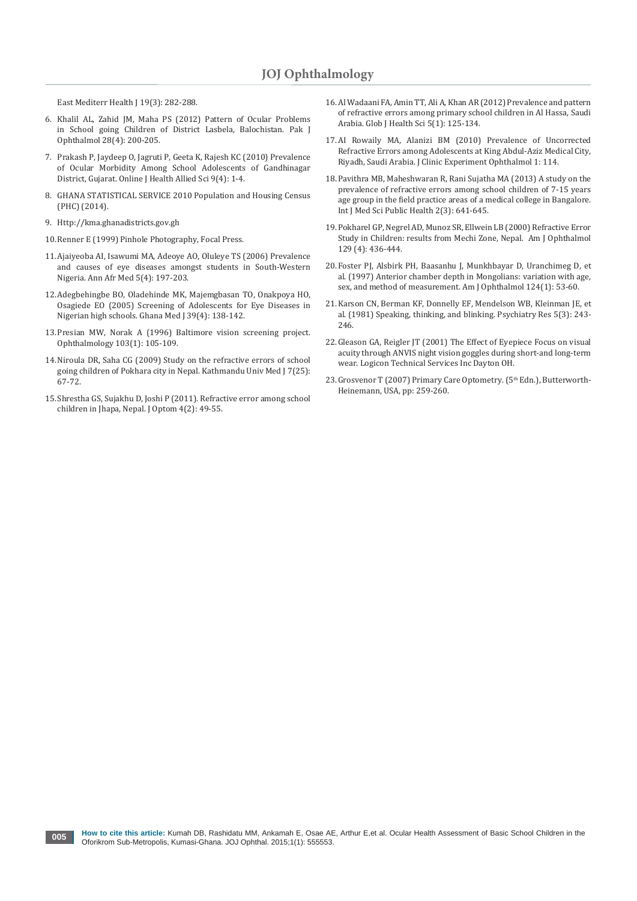East Mediterr Health J 19(3): 282-288.

6. Khalil AL, Zahid JM, Maha PS (2012) Pattern of Ocular Problems in School going Children of District Lasbela, Balochistan. Pak J Ophthalmol 28(4): 200-205.
7. Prakash P, Jaydeep O, Jagruti P, Geeta K, Rajesh KC (2010) Prevalence of Ocular Morbidity Among School Adolescents of Gandhinagar District, Gujarat. Online J Health Allied Sci 9(4): 1-4.
8. GHANA STATISTICAL SERVICE 2010 Population and Housing Census (PHC) (2014).
9. Http://kma.ghanadistricts.gov.gh
10. Renner E (1999) Pinhole Photography, Focal Press.
11. Ajaiyeoba AI, Isawumi MA, Adeoye AO, Oluleye TS (2006) Prevalence and causes of eye diseases amongst students in South-Western Nigeria. Ann Afr Med 5(4): 197-203.
12. Adegbehingbe BO, Oladehinde MK, Majemgbasan TO, Onakpoya HO, Osagiede EO (2005) Screening of Adolescents for Eye Diseases in Nigerian high schools. Ghana Med J 39(4): 138-142.
13. Presian MW, Norak A (1996) Baltimore vision screening project. Ophthalmology 103(1): 105-109.
14. Niroula DR, Saha CG (2009) Study on the refractive errors of school going children of Pokhara city in Nepal. Kathmandu Univ Med J 7(25): 67-72.
15. Shrestha GS, Sujakhu D, Joshi P (2011). Refractive error among school children in Jhapa, Nepal. J Optom 4(2): 49-55.
16. Al Wadaani FA, Amin TT, Ali A, Khan AR (2012) Prevalence and pattern of refractive errors among primary school children in Al Hassa, Saudi Arabia. Glob J Health Sci 5(1): 125-134.
17. AI Rowaily MA, Alanizi BM (2010) Prevalence of Uncorrected Refractive Errors among Adolescents at King Abdul-Aziz Medical City, Riyadh, Saudi Arabia. J Clinic Experiment Ophthalmol 1: 114.
18. Pavithra MB, Maheshwaran R, Rani Sujatha MA (2013) A study on the prevalence of refractive errors among school children of 7-15 years age group in the field practice areas of a medical college in Bangalore. Int J Med Sci Public Health 2(3): 641-645.
19. Pokharel GP, Negrel AD, Munoz SR, Ellwein LB (2000) Refractive Error Study in Children: results from Mechi Zone, Nepal. Am J Ophthalmol 129 (4): 436-444.
20. Foster PJ, Alsbirk PH, Baasanhu J, Munkhbayar D, Uranchimeg D, et al. (1997) Anterior chamber depth in Mongolians: variation with age, sex, and method of measurement. Am J Ophthalmol 124(1): 53-60.
21. Karson CN, Berman KF, Donnelly EF, Mendelson WB, Kleinman JE, et al. (1981) Speaking, thinking, and blinking. Psychiatry Res 5(3): 243-246.
22. Gleason GA, Reigler JT (2001) The Effect of Eyepiece Focus on visual acuity through ANVIS night vision goggles during short-and long-term wear. Logicon Technical Services Inc Dayton OH.
23. Grosvenor T (2007) Primary Care Optometry. (5th Edn.), Butterworth-Heinemann, USA, pp: 259-260.

**How to cite this article:** Kumah DB, Rashidatu MM, Ankamah E, Osae AE, Arthur E,et al. Ocular Health Assessment of Basic School Children in the Oforikrom Sub-Metropolis, Kumasi-Ghana. JOJ Ophthal. 2015;1(1): 555553.